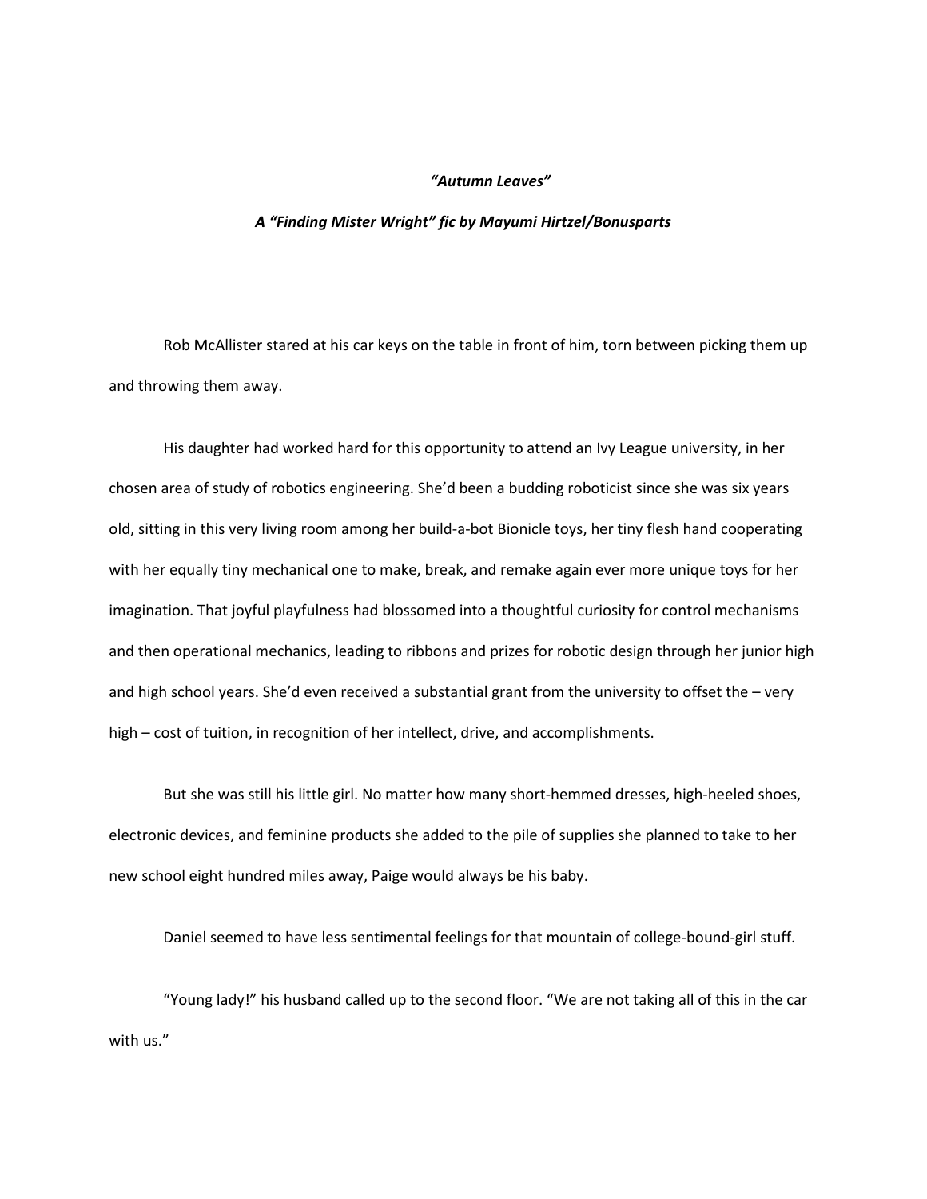***"Autumn Leaves"***

***A "Finding Mister Wright" fic by Mayumi Hirtzel/Bonusparts***

Rob McAllister stared at his car keys on the table in front of him, torn between picking them up and throwing them away.

His daughter had worked hard for this opportunity to attend an Ivy League university, in her chosen area of study of robotics engineering. She'd been a budding roboticist since she was six years old, sitting in this very living room among her build-a-bot Bionicle toys, her tiny flesh hand cooperating with her equally tiny mechanical one to make, break, and remake again ever more unique toys for her imagination. That joyful playfulness had blossomed into a thoughtful curiosity for control mechanisms and then operational mechanics, leading to ribbons and prizes for robotic design through her junior high and high school years. She'd even received a substantial grant from the university to offset the – very high – cost of tuition, in recognition of her intellect, drive, and accomplishments.

But she was still his little girl. No matter how many short-hemmed dresses, high-heeled shoes, electronic devices, and feminine products she added to the pile of supplies she planned to take to her new school eight hundred miles away, Paige would always be his baby.

Daniel seemed to have less sentimental feelings for that mountain of college-bound-girl stuff.

"Young lady!" his husband called up to the second floor. "We are not taking all of this in the car with us."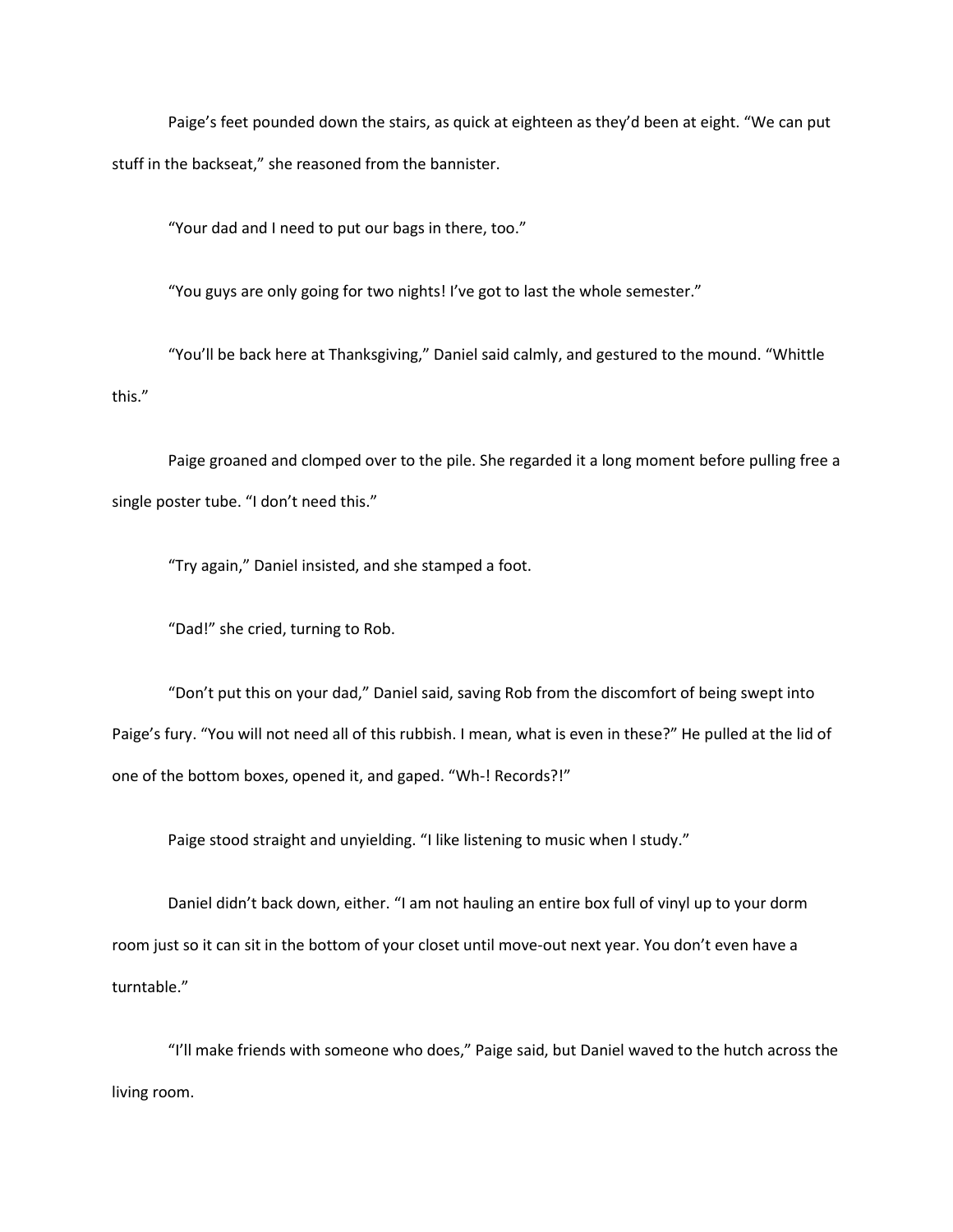Paige's feet pounded down the stairs, as quick at eighteen as they'd been at eight. "We can put stuff in the backseat," she reasoned from the bannister.

"Your dad and I need to put our bags in there, too."

"You guys are only going for two nights! I've got to last the whole semester."

"You'll be back here at Thanksgiving," Daniel said calmly, and gestured to the mound. "Whittle this."

Paige groaned and clomped over to the pile. She regarded it a long moment before pulling free a single poster tube. "I don't need this."

"Try again," Daniel insisted, and she stamped a foot.

"Dad!" she cried, turning to Rob.

"Don't put this on your dad," Daniel said, saving Rob from the discomfort of being swept into Paige's fury. "You will not need all of this rubbish. I mean, what is even in these?" He pulled at the lid of one of the bottom boxes, opened it, and gaped. "Wh-! Records?!"

Paige stood straight and unyielding. "I like listening to music when I study."

Daniel didn't back down, either. "I am not hauling an entire box full of vinyl up to your dorm room just so it can sit in the bottom of your closet until move-out next year. You don't even have a turntable."

"I'll make friends with someone who does," Paige said, but Daniel waved to the hutch across the living room.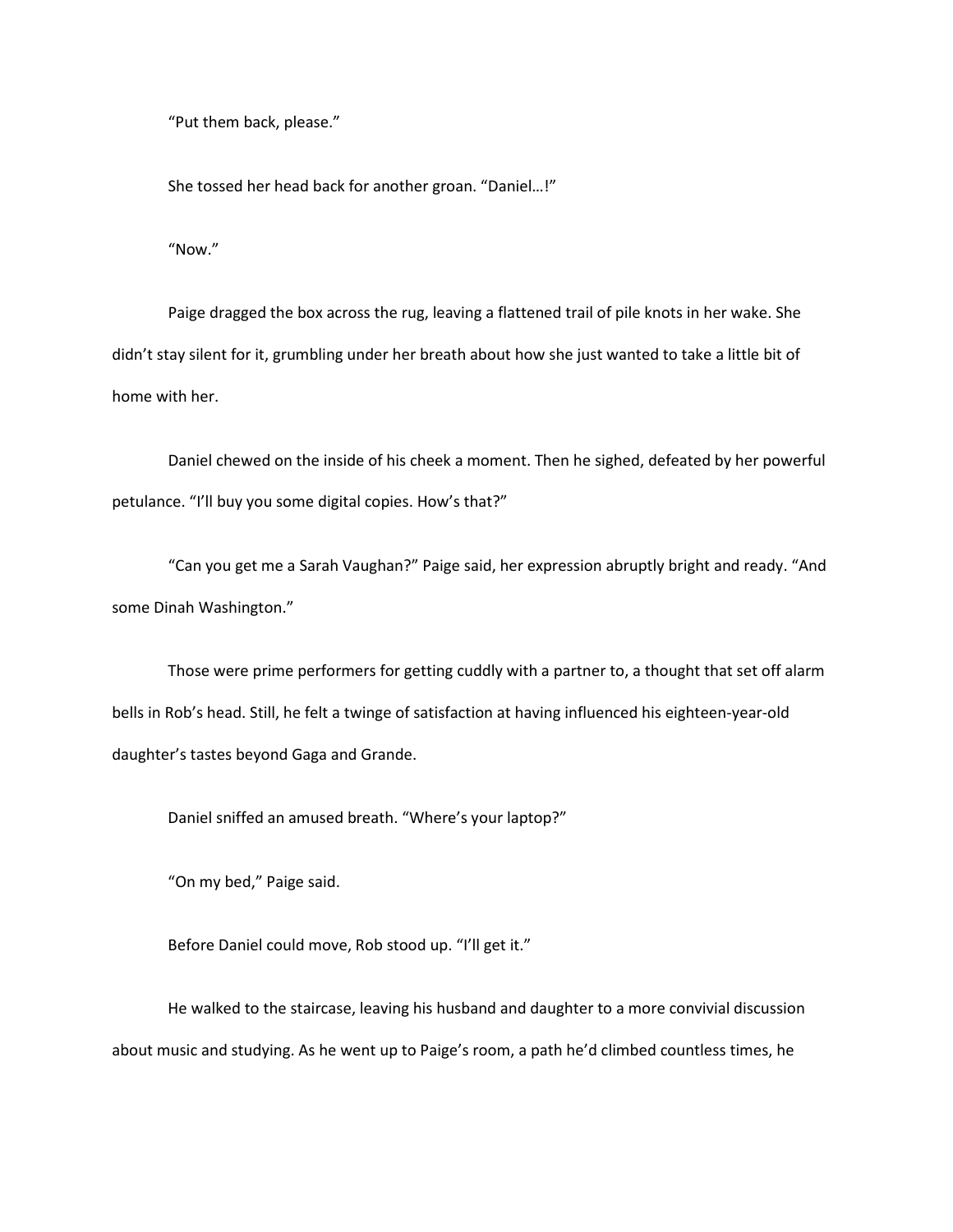"Put them back, please."

She tossed her head back for another groan. "Daniel…!"

"Now."

Paige dragged the box across the rug, leaving a flattened trail of pile knots in her wake. She didn't stay silent for it, grumbling under her breath about how she just wanted to take a little bit of home with her.

Daniel chewed on the inside of his cheek a moment. Then he sighed, defeated by her powerful petulance. "I'll buy you some digital copies. How's that?"

"Can you get me a Sarah Vaughan?" Paige said, her expression abruptly bright and ready. "And some Dinah Washington."

Those were prime performers for getting cuddly with a partner to, a thought that set off alarm bells in Rob's head. Still, he felt a twinge of satisfaction at having influenced his eighteen-year-old daughter's tastes beyond Gaga and Grande.

Daniel sniffed an amused breath. "Where's your laptop?"

"On my bed," Paige said.

Before Daniel could move, Rob stood up. "I'll get it."

He walked to the staircase, leaving his husband and daughter to a more convivial discussion about music and studying. As he went up to Paige's room, a path he'd climbed countless times, he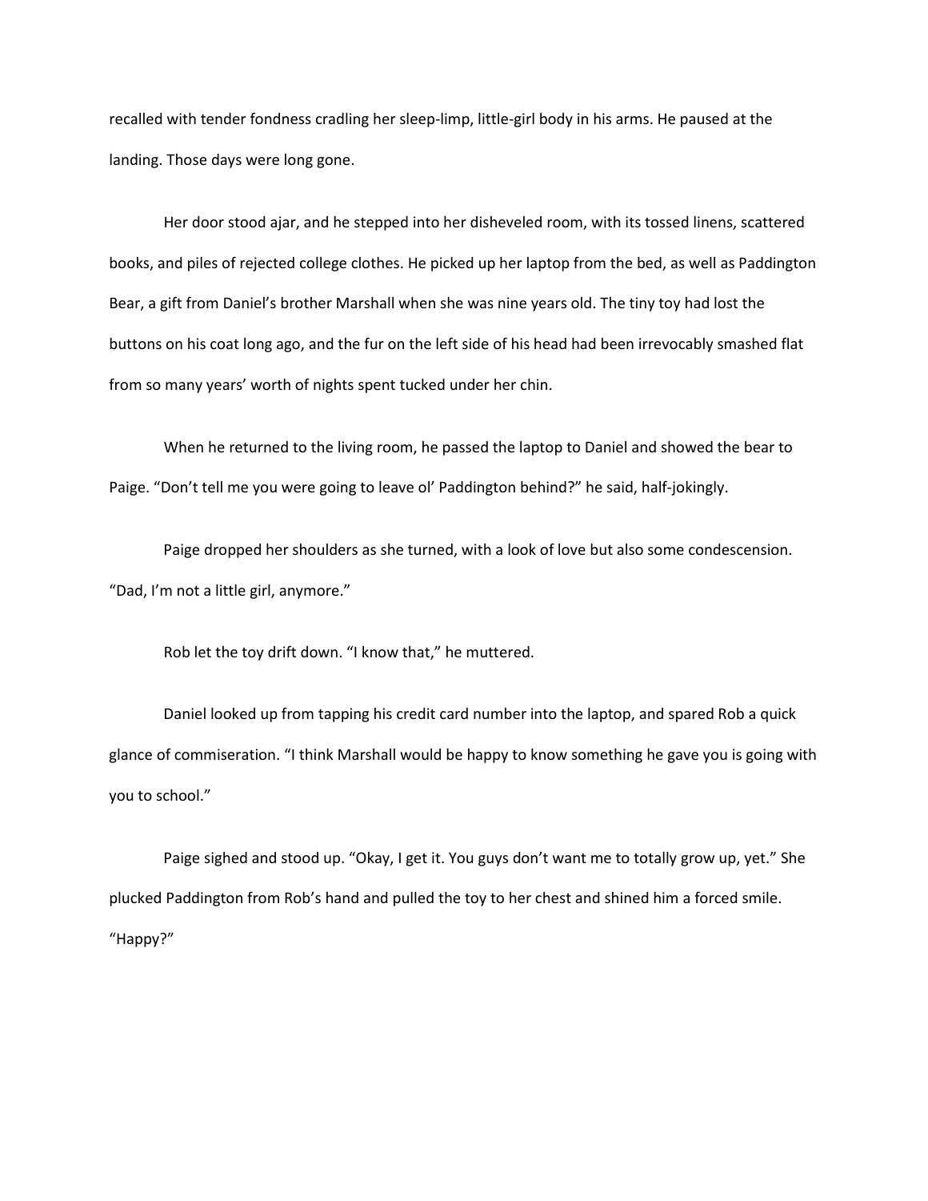recalled with tender fondness cradling her sleep-limp, little-girl body in his arms. He paused at the landing. Those days were long gone.

Her door stood ajar, and he stepped into her disheveled room, with its tossed linens, scattered books, and piles of rejected college clothes. He picked up her laptop from the bed, as well as Paddington Bear, a gift from Daniel's brother Marshall when she was nine years old. The tiny toy had lost the buttons on his coat long ago, and the fur on the left side of his head had been irrevocably smashed flat from so many years' worth of nights spent tucked under her chin.

When he returned to the living room, he passed the laptop to Daniel and showed the bear to Paige. "Don't tell me you were going to leave ol' Paddington behind?" he said, half-jokingly.

Paige dropped her shoulders as she turned, with a look of love but also some condescension. "Dad, I'm not a little girl, anymore."

Rob let the toy drift down. "I know that," he muttered.

Daniel looked up from tapping his credit card number into the laptop, and spared Rob a quick glance of commiseration. "I think Marshall would be happy to know something he gave you is going with you to school."

Paige sighed and stood up. "Okay, I get it. You guys don't want me to totally grow up, yet." She plucked Paddington from Rob's hand and pulled the toy to her chest and shined him a forced smile. "Happy?"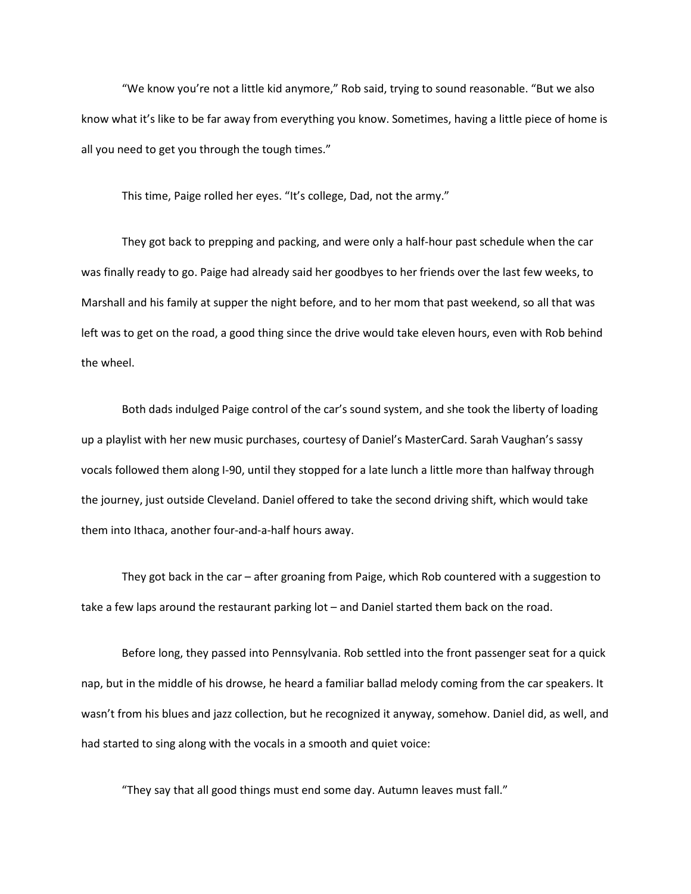"We know you're not a little kid anymore," Rob said, trying to sound reasonable. "But we also know what it's like to be far away from everything you know. Sometimes, having a little piece of home is all you need to get you through the tough times."

This time, Paige rolled her eyes. "It's college, Dad, not the army."

They got back to prepping and packing, and were only a half-hour past schedule when the car was finally ready to go. Paige had already said her goodbyes to her friends over the last few weeks, to Marshall and his family at supper the night before, and to her mom that past weekend, so all that was left was to get on the road, a good thing since the drive would take eleven hours, even with Rob behind the wheel.

Both dads indulged Paige control of the car's sound system, and she took the liberty of loading up a playlist with her new music purchases, courtesy of Daniel's MasterCard. Sarah Vaughan's sassy vocals followed them along I-90, until they stopped for a late lunch a little more than halfway through the journey, just outside Cleveland. Daniel offered to take the second driving shift, which would take them into Ithaca, another four-and-a-half hours away.

They got back in the car – after groaning from Paige, which Rob countered with a suggestion to take a few laps around the restaurant parking lot – and Daniel started them back on the road.

Before long, they passed into Pennsylvania. Rob settled into the front passenger seat for a quick nap, but in the middle of his drowse, he heard a familiar ballad melody coming from the car speakers. It wasn't from his blues and jazz collection, but he recognized it anyway, somehow. Daniel did, as well, and had started to sing along with the vocals in a smooth and quiet voice:

"They say that all good things must end some day. Autumn leaves must fall."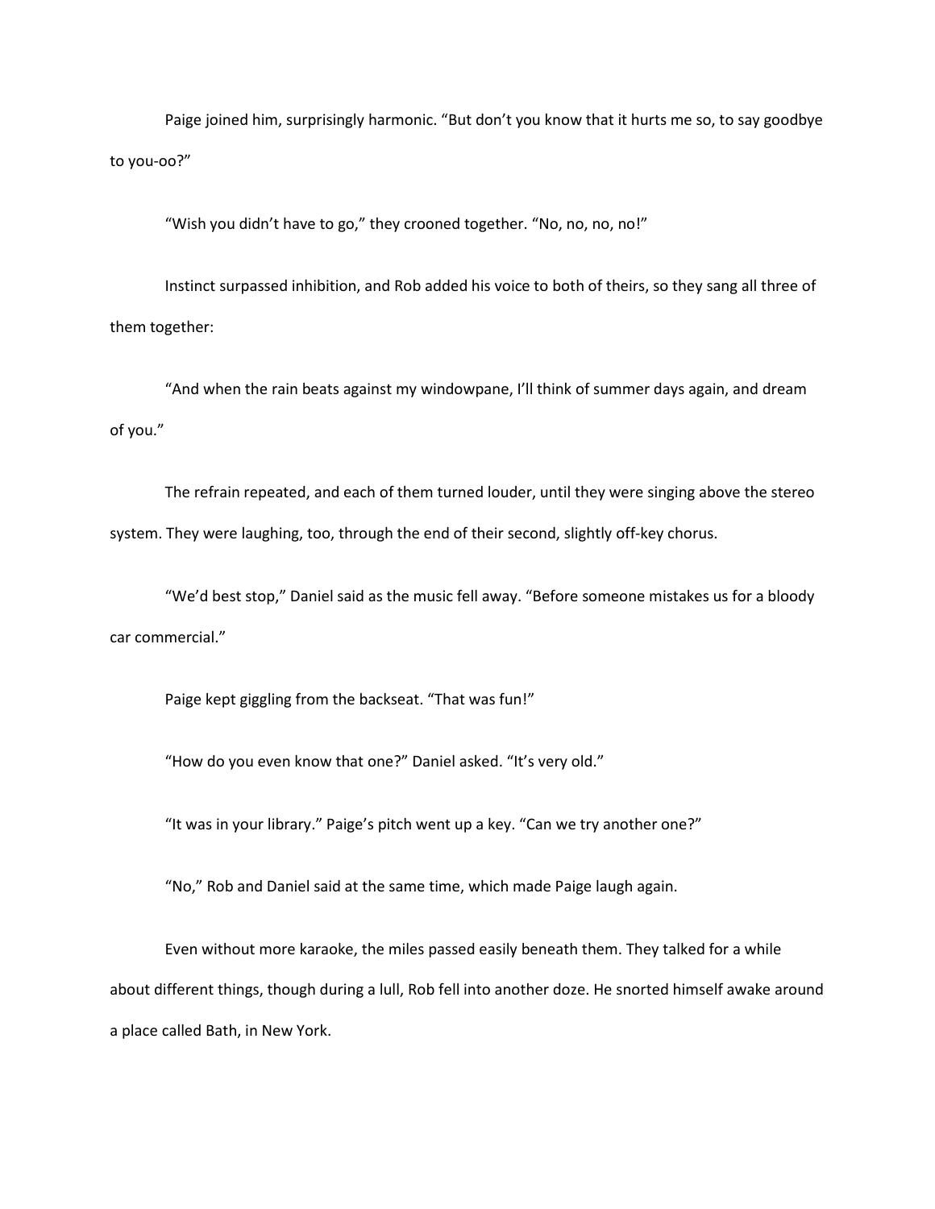Paige joined him, surprisingly harmonic. "But don't you know that it hurts me so, to say goodbye to you-oo?"

"Wish you didn't have to go," they crooned together. "No, no, no, no!"

Instinct surpassed inhibition, and Rob added his voice to both of theirs, so they sang all three of them together:

"And when the rain beats against my windowpane, I'll think of summer days again, and dream of you."

The refrain repeated, and each of them turned louder, until they were singing above the stereo system. They were laughing, too, through the end of their second, slightly off-key chorus.

"We'd best stop," Daniel said as the music fell away. "Before someone mistakes us for a bloody car commercial."

Paige kept giggling from the backseat. "That was fun!"

"How do you even know that one?" Daniel asked. "It's very old."

"It was in your library." Paige's pitch went up a key. "Can we try another one?"

"No," Rob and Daniel said at the same time, which made Paige laugh again.

Even without more karaoke, the miles passed easily beneath them. They talked for a while about different things, though during a lull, Rob fell into another doze. He snorted himself awake around a place called Bath, in New York.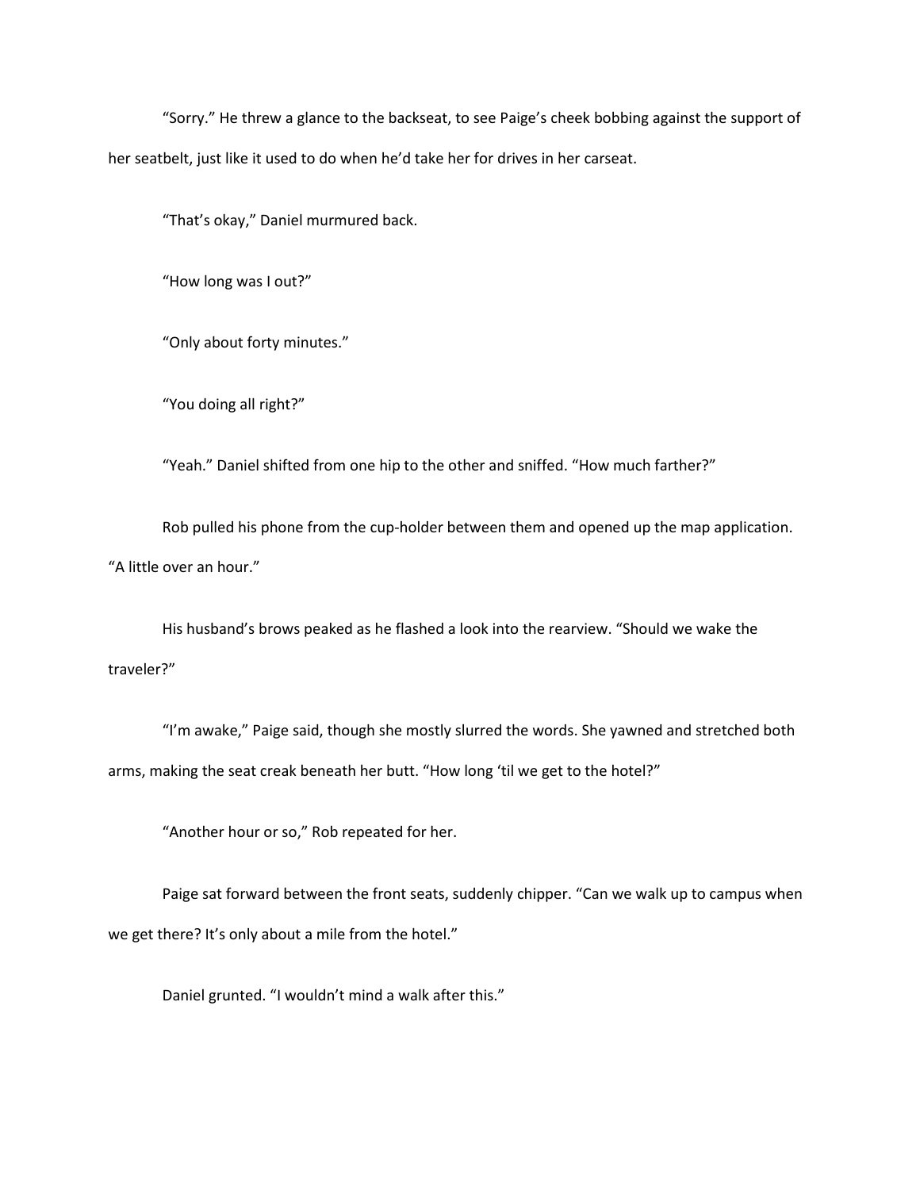"Sorry." He threw a glance to the backseat, to see Paige's cheek bobbing against the support of her seatbelt, just like it used to do when he'd take her for drives in her carseat.

"That's okay," Daniel murmured back.

"How long was I out?"

"Only about forty minutes."

"You doing all right?"

"Yeah." Daniel shifted from one hip to the other and sniffed. "How much farther?"

Rob pulled his phone from the cup-holder between them and opened up the map application. "A little over an hour."

His husband's brows peaked as he flashed a look into the rearview. "Should we wake the traveler?"

"I'm awake," Paige said, though she mostly slurred the words. She yawned and stretched both arms, making the seat creak beneath her butt. "How long 'til we get to the hotel?"

"Another hour or so," Rob repeated for her.

Paige sat forward between the front seats, suddenly chipper. "Can we walk up to campus when we get there? It's only about a mile from the hotel."

Daniel grunted. "I wouldn't mind a walk after this."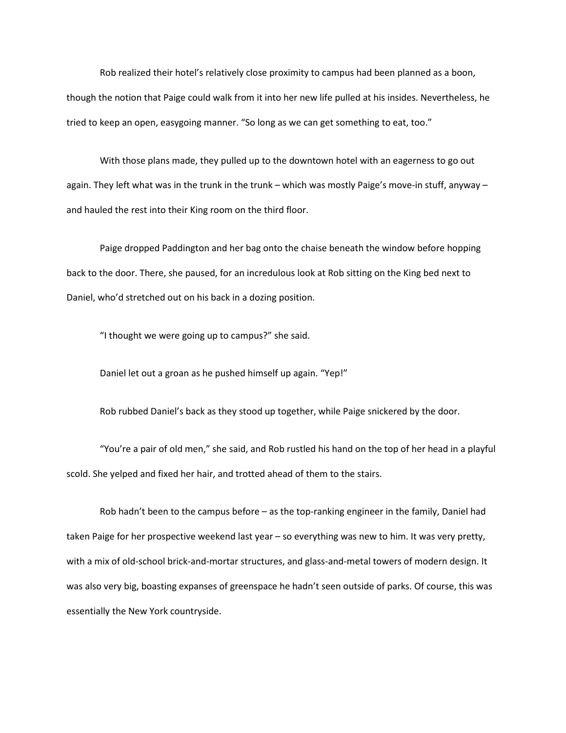Rob realized their hotel's relatively close proximity to campus had been planned as a boon, though the notion that Paige could walk from it into her new life pulled at his insides. Nevertheless, he tried to keep an open, easygoing manner. "So long as we can get something to eat, too."

With those plans made, they pulled up to the downtown hotel with an eagerness to go out again. They left what was in the trunk in the trunk – which was mostly Paige's move-in stuff, anyway – and hauled the rest into their King room on the third floor.

Paige dropped Paddington and her bag onto the chaise beneath the window before hopping back to the door. There, she paused, for an incredulous look at Rob sitting on the King bed next to Daniel, who'd stretched out on his back in a dozing position.

"I thought we were going up to campus?" she said.

Daniel let out a groan as he pushed himself up again. "Yep!"

Rob rubbed Daniel's back as they stood up together, while Paige snickered by the door.

"You're a pair of old men," she said, and Rob rustled his hand on the top of her head in a playful scold. She yelped and fixed her hair, and trotted ahead of them to the stairs.

Rob hadn't been to the campus before – as the top-ranking engineer in the family, Daniel had taken Paige for her prospective weekend last year – so everything was new to him. It was very pretty, with a mix of old-school brick-and-mortar structures, and glass-and-metal towers of modern design. It was also very big, boasting expanses of greenspace he hadn't seen outside of parks. Of course, this was essentially the New York countryside.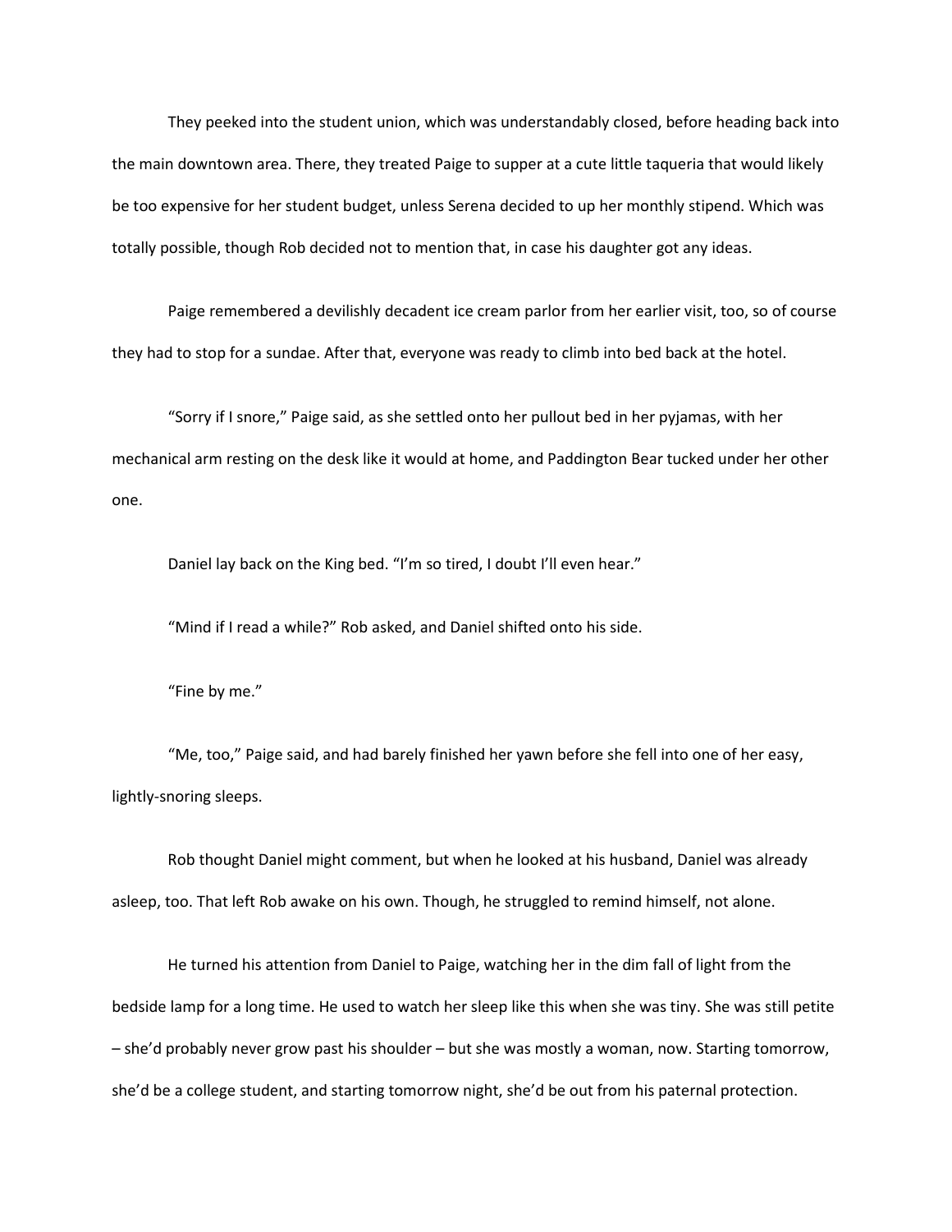They peeked into the student union, which was understandably closed, before heading back into the main downtown area. There, they treated Paige to supper at a cute little taqueria that would likely be too expensive for her student budget, unless Serena decided to up her monthly stipend. Which was totally possible, though Rob decided not to mention that, in case his daughter got any ideas.

Paige remembered a devilishly decadent ice cream parlor from her earlier visit, too, so of course they had to stop for a sundae. After that, everyone was ready to climb into bed back at the hotel.

"Sorry if I snore," Paige said, as she settled onto her pullout bed in her pyjamas, with her mechanical arm resting on the desk like it would at home, and Paddington Bear tucked under her other one.

Daniel lay back on the King bed. "I'm so tired, I doubt I'll even hear."

"Mind if I read a while?" Rob asked, and Daniel shifted onto his side.

"Fine by me."

"Me, too," Paige said, and had barely finished her yawn before she fell into one of her easy, lightly-snoring sleeps.

Rob thought Daniel might comment, but when he looked at his husband, Daniel was already asleep, too. That left Rob awake on his own. Though, he struggled to remind himself, not alone.

He turned his attention from Daniel to Paige, watching her in the dim fall of light from the bedside lamp for a long time. He used to watch her sleep like this when she was tiny. She was still petite – she'd probably never grow past his shoulder – but she was mostly a woman, now. Starting tomorrow, she'd be a college student, and starting tomorrow night, she'd be out from his paternal protection.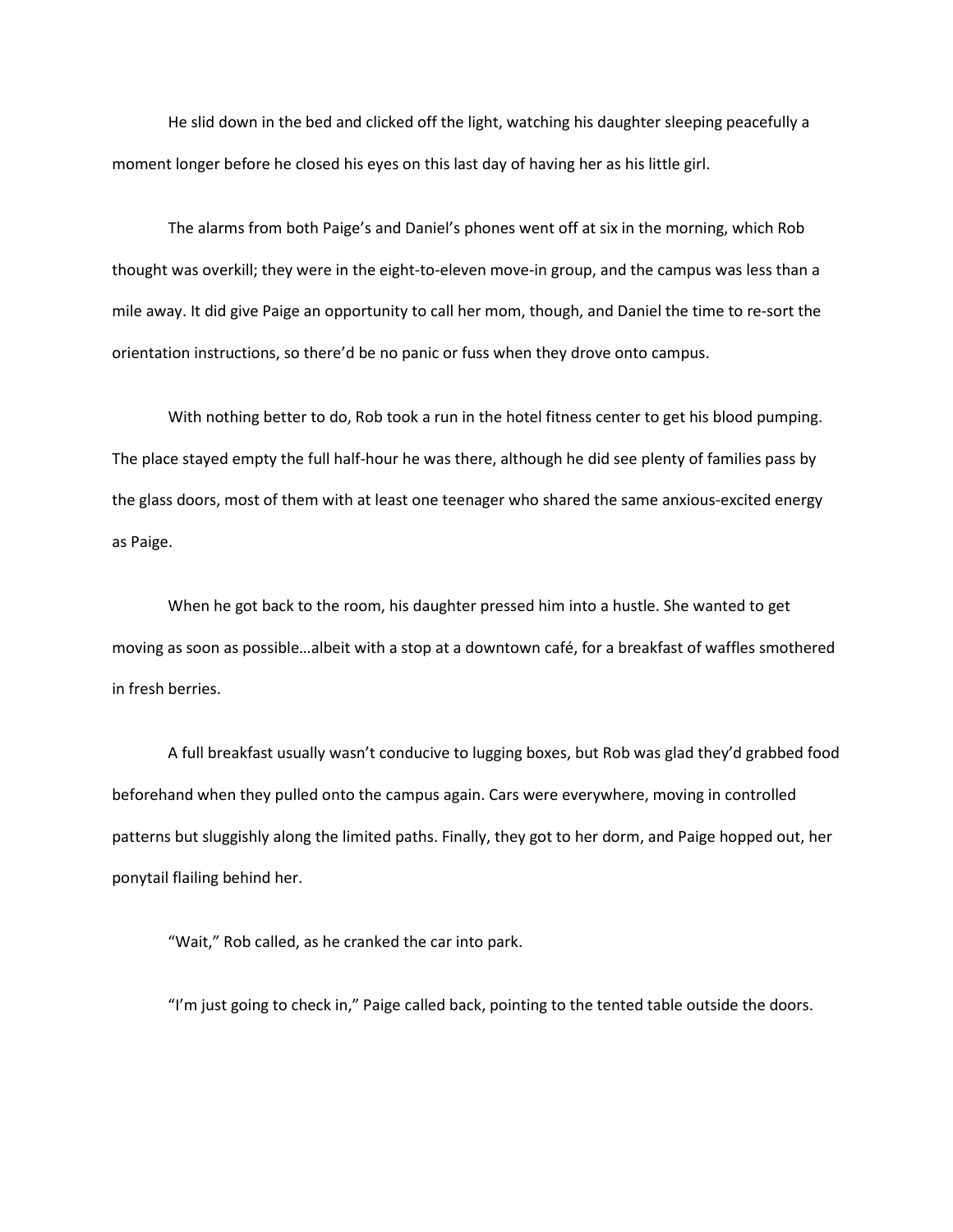He slid down in the bed and clicked off the light, watching his daughter sleeping peacefully a moment longer before he closed his eyes on this last day of having her as his little girl.

The alarms from both Paige's and Daniel's phones went off at six in the morning, which Rob thought was overkill; they were in the eight-to-eleven move-in group, and the campus was less than a mile away. It did give Paige an opportunity to call her mom, though, and Daniel the time to re-sort the orientation instructions, so there'd be no panic or fuss when they drove onto campus.

With nothing better to do, Rob took a run in the hotel fitness center to get his blood pumping. The place stayed empty the full half-hour he was there, although he did see plenty of families pass by the glass doors, most of them with at least one teenager who shared the same anxious-excited energy as Paige.

When he got back to the room, his daughter pressed him into a hustle. She wanted to get moving as soon as possible…albeit with a stop at a downtown café, for a breakfast of waffles smothered in fresh berries.

A full breakfast usually wasn't conducive to lugging boxes, but Rob was glad they'd grabbed food beforehand when they pulled onto the campus again. Cars were everywhere, moving in controlled patterns but sluggishly along the limited paths. Finally, they got to her dorm, and Paige hopped out, her ponytail flailing behind her.

"Wait," Rob called, as he cranked the car into park.

"I'm just going to check in," Paige called back, pointing to the tented table outside the doors.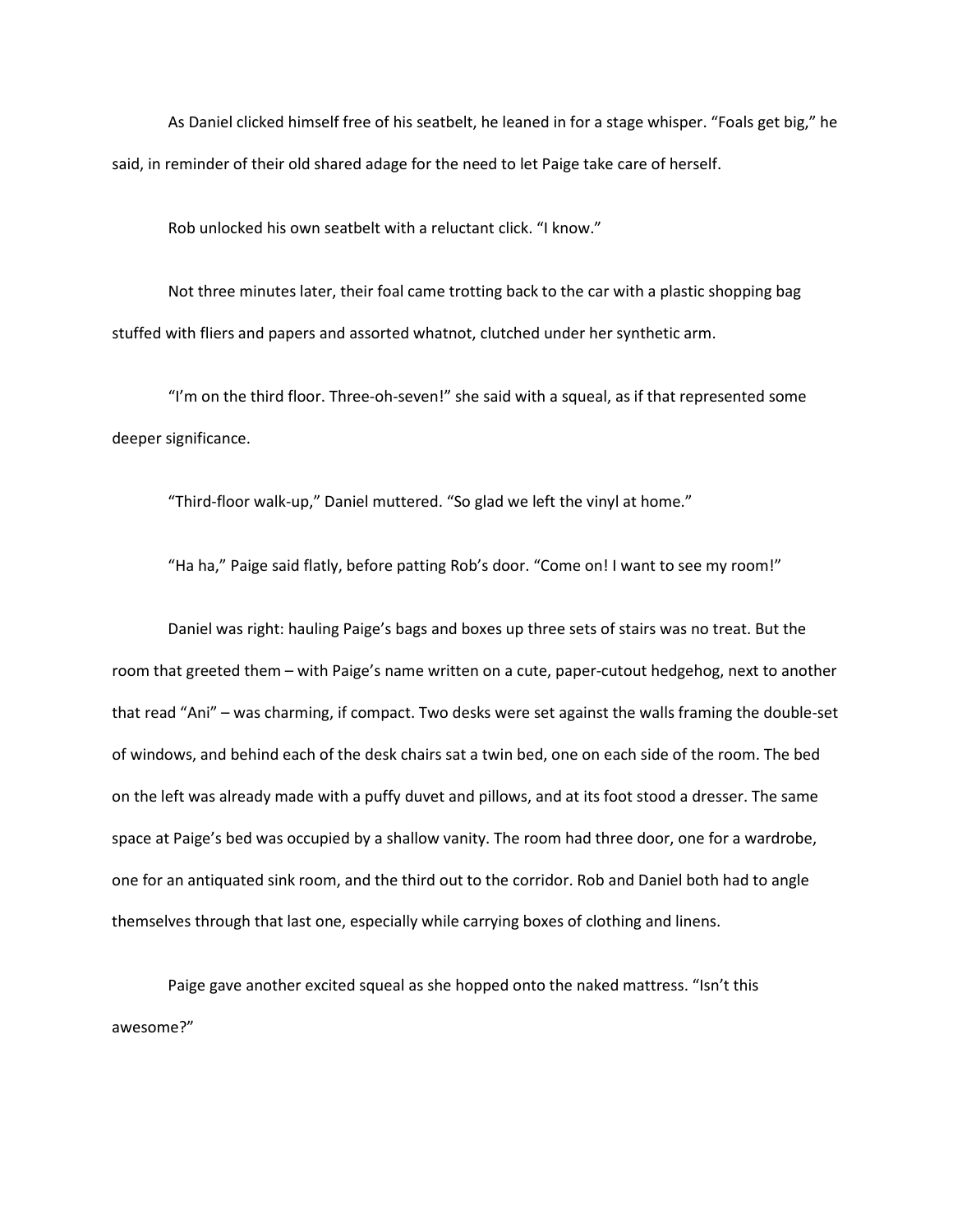As Daniel clicked himself free of his seatbelt, he leaned in for a stage whisper. "Foals get big," he said, in reminder of their old shared adage for the need to let Paige take care of herself.

Rob unlocked his own seatbelt with a reluctant click. "I know."

Not three minutes later, their foal came trotting back to the car with a plastic shopping bag stuffed with fliers and papers and assorted whatnot, clutched under her synthetic arm.

"I'm on the third floor. Three-oh-seven!" she said with a squeal, as if that represented some deeper significance.

"Third-floor walk-up," Daniel muttered. "So glad we left the vinyl at home."

"Ha ha," Paige said flatly, before patting Rob's door. "Come on! I want to see my room!"

Daniel was right: hauling Paige's bags and boxes up three sets of stairs was no treat. But the room that greeted them – with Paige's name written on a cute, paper-cutout hedgehog, next to another that read "Ani" – was charming, if compact. Two desks were set against the walls framing the double-set of windows, and behind each of the desk chairs sat a twin bed, one on each side of the room. The bed on the left was already made with a puffy duvet and pillows, and at its foot stood a dresser. The same space at Paige's bed was occupied by a shallow vanity. The room had three door, one for a wardrobe, one for an antiquated sink room, and the third out to the corridor. Rob and Daniel both had to angle themselves through that last one, especially while carrying boxes of clothing and linens.

Paige gave another excited squeal as she hopped onto the naked mattress. "Isn't this awesome?"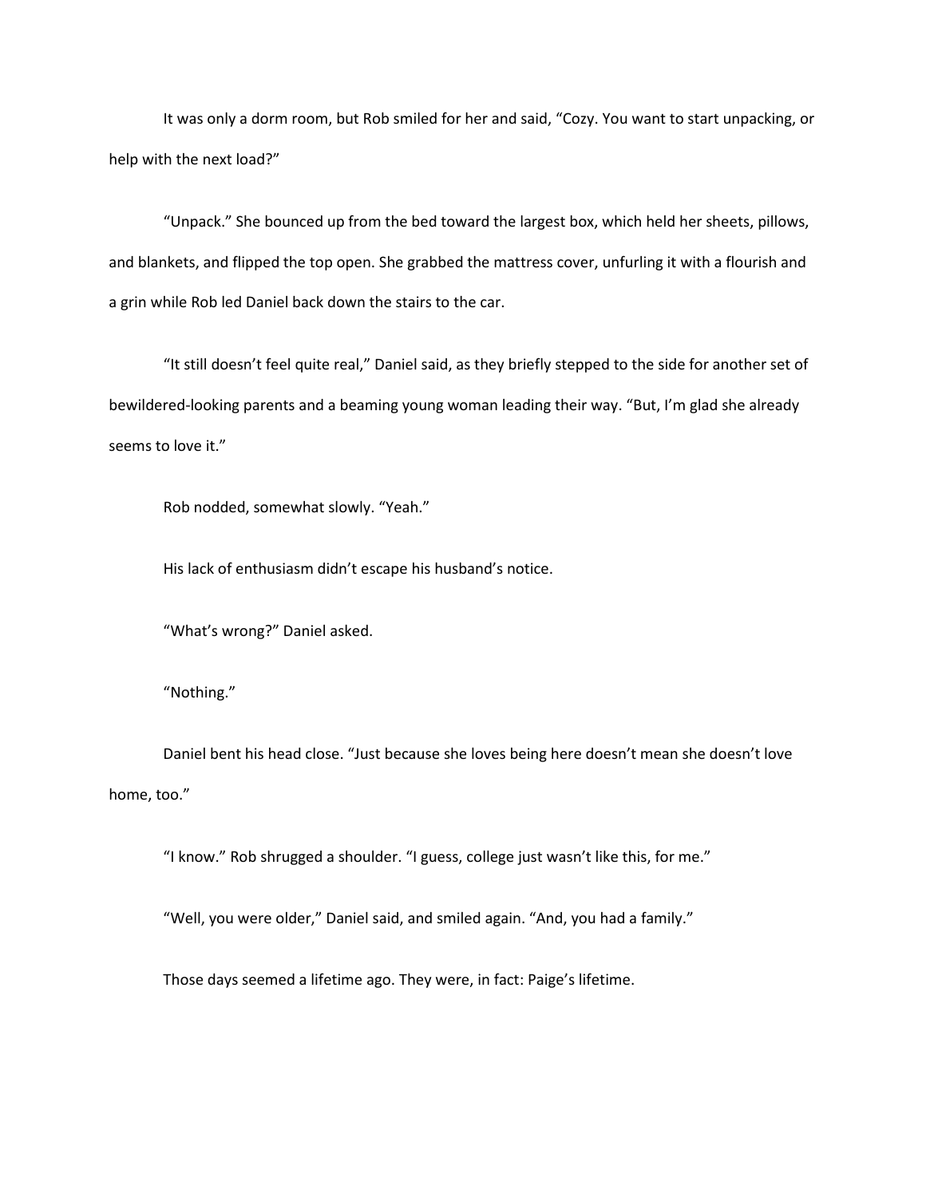It was only a dorm room, but Rob smiled for her and said, "Cozy. You want to start unpacking, or help with the next load?"

"Unpack." She bounced up from the bed toward the largest box, which held her sheets, pillows, and blankets, and flipped the top open. She grabbed the mattress cover, unfurling it with a flourish and a grin while Rob led Daniel back down the stairs to the car.

"It still doesn't feel quite real," Daniel said, as they briefly stepped to the side for another set of bewildered-looking parents and a beaming young woman leading their way. "But, I'm glad she already seems to love it."

Rob nodded, somewhat slowly. "Yeah."

His lack of enthusiasm didn't escape his husband's notice.

"What's wrong?" Daniel asked.

"Nothing."

Daniel bent his head close. "Just because she loves being here doesn't mean she doesn't love home, too."

"I know." Rob shrugged a shoulder. "I guess, college just wasn't like this, for me."

"Well, you were older," Daniel said, and smiled again. "And, you had a family."

Those days seemed a lifetime ago. They were, in fact: Paige's lifetime.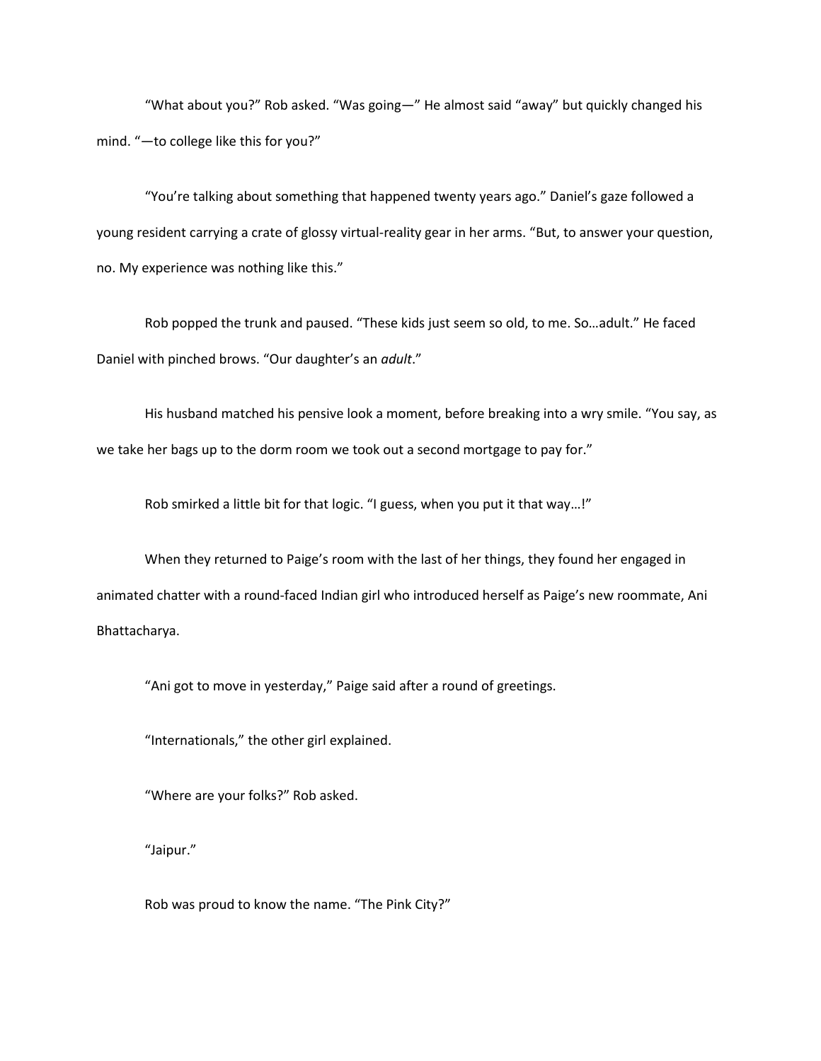"What about you?" Rob asked. "Was going—" He almost said "away" but quickly changed his mind. "—to college like this for you?"

"You're talking about something that happened twenty years ago." Daniel's gaze followed a young resident carrying a crate of glossy virtual-reality gear in her arms. "But, to answer your question, no. My experience was nothing like this."

Rob popped the trunk and paused. "These kids just seem so old, to me. So…adult." He faced Daniel with pinched brows. "Our daughter's an *adult*."

His husband matched his pensive look a moment, before breaking into a wry smile. "You say, as we take her bags up to the dorm room we took out a second mortgage to pay for."

Rob smirked a little bit for that logic. "I guess, when you put it that way…!"

When they returned to Paige's room with the last of her things, they found her engaged in animated chatter with a round-faced Indian girl who introduced herself as Paige's new roommate, Ani Bhattacharya.

"Ani got to move in yesterday," Paige said after a round of greetings.

"Internationals," the other girl explained.

"Where are your folks?" Rob asked.

"Jaipur."

Rob was proud to know the name. "The Pink City?"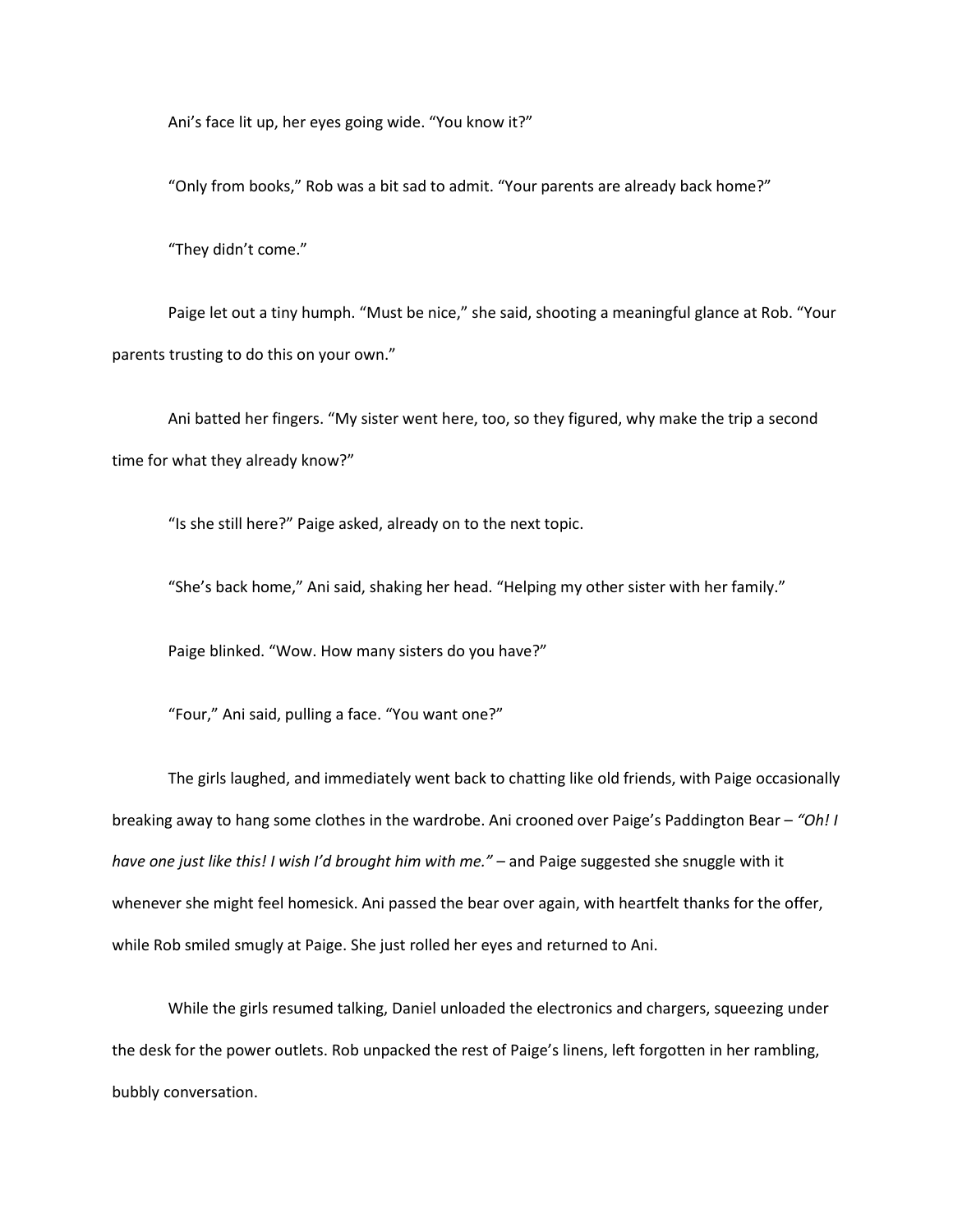Ani's face lit up, her eyes going wide. "You know it?"

"Only from books," Rob was a bit sad to admit. "Your parents are already back home?"

"They didn't come."

Paige let out a tiny humph. "Must be nice," she said, shooting a meaningful glance at Rob. "Your parents trusting to do this on your own."

Ani batted her fingers. "My sister went here, too, so they figured, why make the trip a second time for what they already know?"

"Is she still here?" Paige asked, already on to the next topic.

"She's back home," Ani said, shaking her head. "Helping my other sister with her family."

Paige blinked. "Wow. How many sisters do you have?"

"Four," Ani said, pulling a face. "You want one?"

The girls laughed, and immediately went back to chatting like old friends, with Paige occasionally breaking away to hang some clothes in the wardrobe. Ani crooned over Paige's Paddington Bear – *"Oh! I have one just like this! I wish I'd brought him with me."* – and Paige suggested she snuggle with it whenever she might feel homesick. Ani passed the bear over again, with heartfelt thanks for the offer, while Rob smiled smugly at Paige. She just rolled her eyes and returned to Ani.

While the girls resumed talking, Daniel unloaded the electronics and chargers, squeezing under the desk for the power outlets. Rob unpacked the rest of Paige's linens, left forgotten in her rambling, bubbly conversation.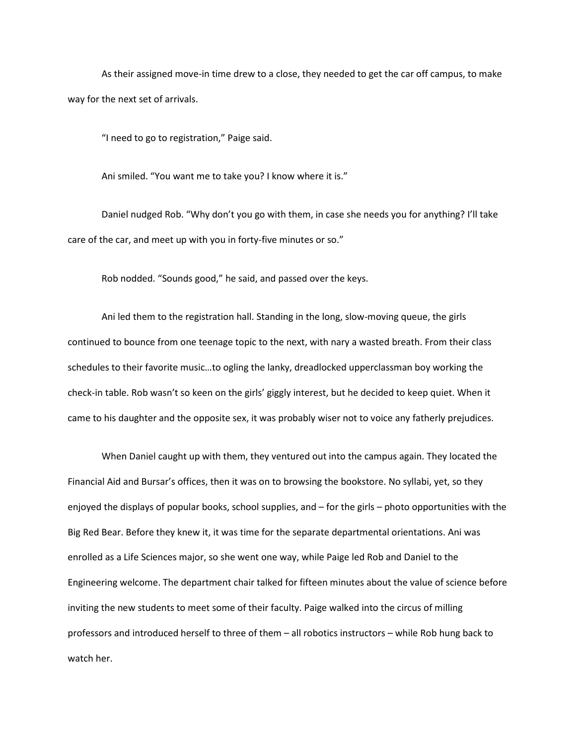As their assigned move-in time drew to a close, they needed to get the car off campus, to make way for the next set of arrivals.

"I need to go to registration," Paige said.

Ani smiled. "You want me to take you? I know where it is."

Daniel nudged Rob. "Why don't you go with them, in case she needs you for anything? I'll take care of the car, and meet up with you in forty-five minutes or so."

Rob nodded. "Sounds good," he said, and passed over the keys.

Ani led them to the registration hall. Standing in the long, slow-moving queue, the girls continued to bounce from one teenage topic to the next, with nary a wasted breath. From their class schedules to their favorite music…to ogling the lanky, dreadlocked upperclassman boy working the check-in table. Rob wasn't so keen on the girls' giggly interest, but he decided to keep quiet. When it came to his daughter and the opposite sex, it was probably wiser not to voice any fatherly prejudices.

When Daniel caught up with them, they ventured out into the campus again. They located the Financial Aid and Bursar's offices, then it was on to browsing the bookstore. No syllabi, yet, so they enjoyed the displays of popular books, school supplies, and – for the girls – photo opportunities with the Big Red Bear. Before they knew it, it was time for the separate departmental orientations. Ani was enrolled as a Life Sciences major, so she went one way, while Paige led Rob and Daniel to the Engineering welcome. The department chair talked for fifteen minutes about the value of science before inviting the new students to meet some of their faculty. Paige walked into the circus of milling professors and introduced herself to three of them – all robotics instructors – while Rob hung back to watch her.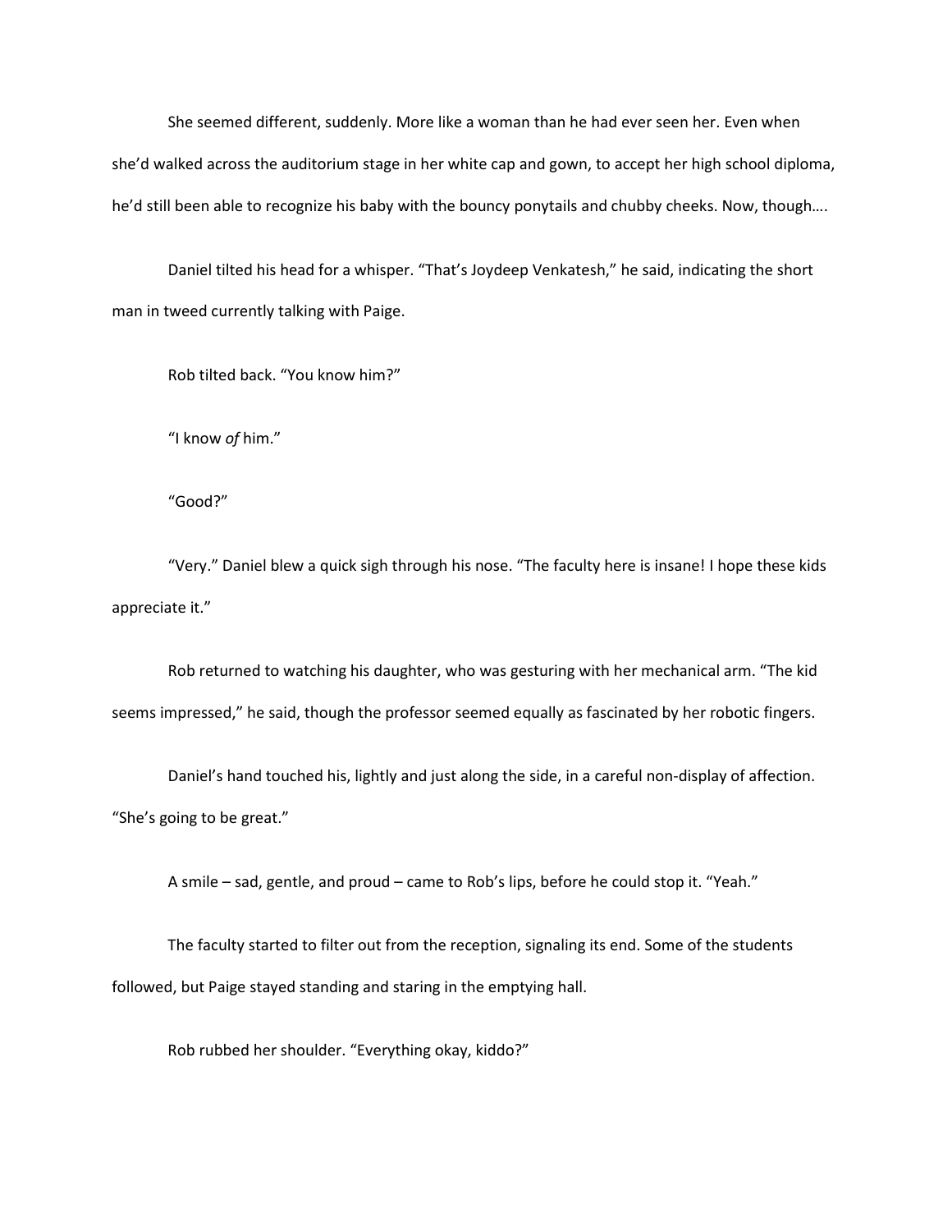She seemed different, suddenly. More like a woman than he had ever seen her. Even when she'd walked across the auditorium stage in her white cap and gown, to accept her high school diploma, he'd still been able to recognize his baby with the bouncy ponytails and chubby cheeks. Now, though….

Daniel tilted his head for a whisper. "That's Joydeep Venkatesh," he said, indicating the short man in tweed currently talking with Paige.

Rob tilted back. "You know him?"

"I know *of* him."

"Good?"

"Very." Daniel blew a quick sigh through his nose. "The faculty here is insane! I hope these kids appreciate it."

Rob returned to watching his daughter, who was gesturing with her mechanical arm. "The kid seems impressed," he said, though the professor seemed equally as fascinated by her robotic fingers.

Daniel's hand touched his, lightly and just along the side, in a careful non-display of affection. "She's going to be great."

A smile – sad, gentle, and proud – came to Rob's lips, before he could stop it. "Yeah."

The faculty started to filter out from the reception, signaling its end. Some of the students followed, but Paige stayed standing and staring in the emptying hall.

Rob rubbed her shoulder. "Everything okay, kiddo?"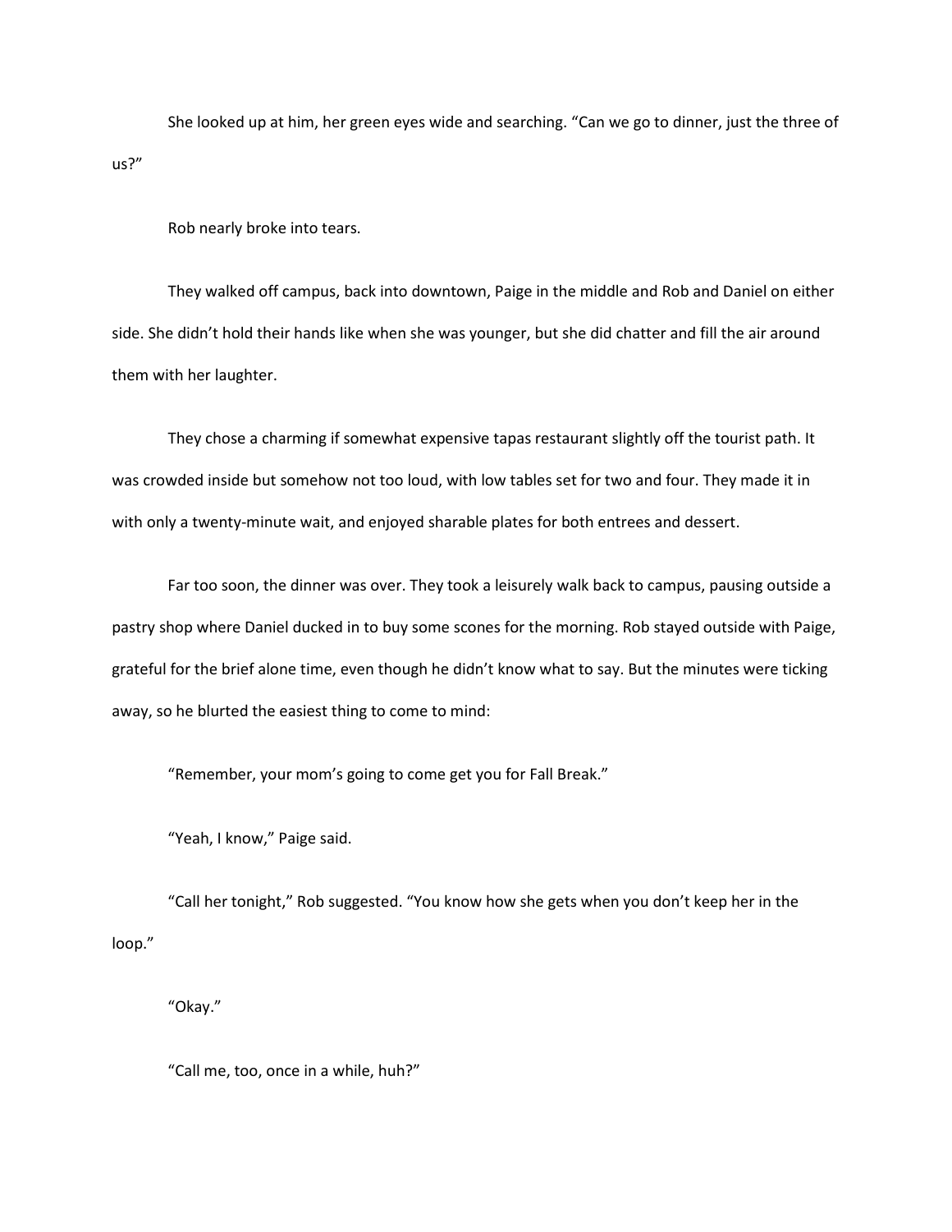She looked up at him, her green eyes wide and searching. "Can we go to dinner, just the three of us?"

Rob nearly broke into tears.

They walked off campus, back into downtown, Paige in the middle and Rob and Daniel on either side. She didn't hold their hands like when she was younger, but she did chatter and fill the air around them with her laughter.

They chose a charming if somewhat expensive tapas restaurant slightly off the tourist path. It was crowded inside but somehow not too loud, with low tables set for two and four. They made it in with only a twenty-minute wait, and enjoyed sharable plates for both entrees and dessert.

Far too soon, the dinner was over. They took a leisurely walk back to campus, pausing outside a pastry shop where Daniel ducked in to buy some scones for the morning. Rob stayed outside with Paige, grateful for the brief alone time, even though he didn't know what to say. But the minutes were ticking away, so he blurted the easiest thing to come to mind:

"Remember, your mom's going to come get you for Fall Break."

"Yeah, I know," Paige said.

"Call her tonight," Rob suggested. "You know how she gets when you don't keep her in the loop."

"Okay."

"Call me, too, once in a while, huh?"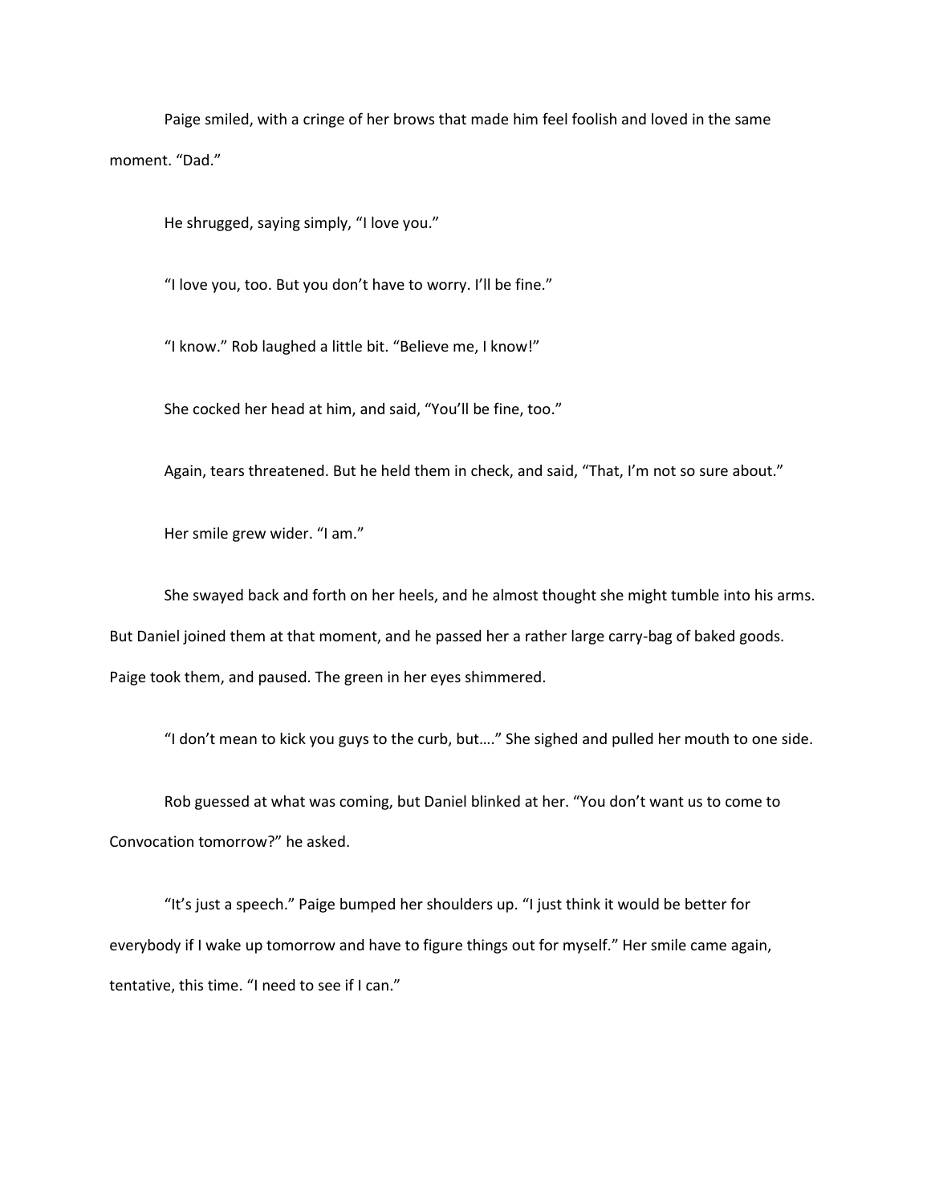Paige smiled, with a cringe of her brows that made him feel foolish and loved in the same moment. “Dad.”

He shrugged, saying simply, “I love you.”

“I love you, too. But you don’t have to worry. I’ll be fine.”

“I know.” Rob laughed a little bit. “Believe me, I know!”

She cocked her head at him, and said, “You’ll be fine, too.”

Again, tears threatened. But he held them in check, and said, “That, I’m not so sure about.”

Her smile grew wider. “I am.”

She swayed back and forth on her heels, and he almost thought she might tumble into his arms. But Daniel joined them at that moment, and he passed her a rather large carry-bag of baked goods. Paige took them, and paused. The green in her eyes shimmered.

“I don’t mean to kick you guys to the curb, but….” She sighed and pulled her mouth to one side.

Rob guessed at what was coming, but Daniel blinked at her. “You don’t want us to come to Convocation tomorrow?” he asked.

“It’s just a speech.” Paige bumped her shoulders up. “I just think it would be better for everybody if I wake up tomorrow and have to figure things out for myself.” Her smile came again, tentative, this time. “I need to see if I can.”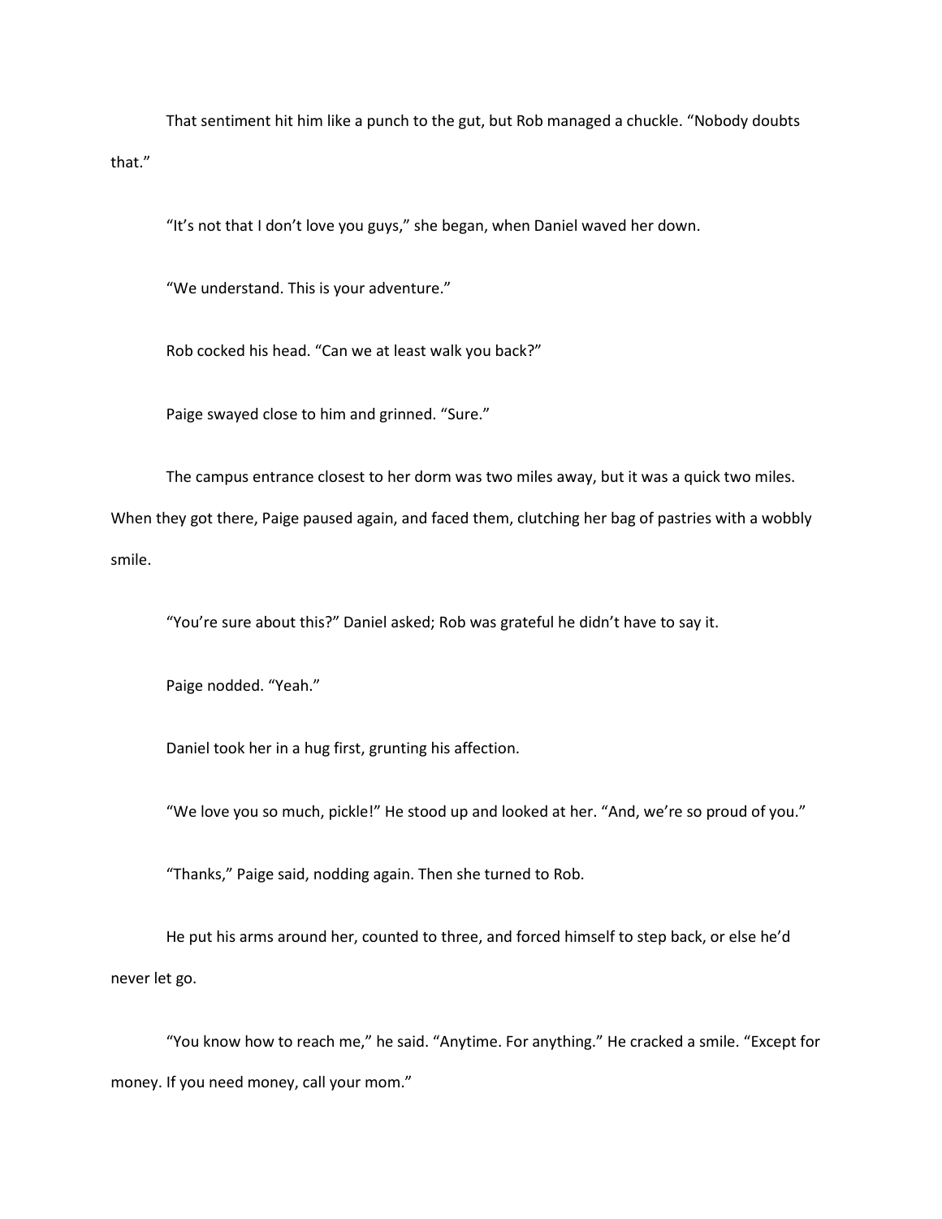That sentiment hit him like a punch to the gut, but Rob managed a chuckle. “Nobody doubts that.”

“It’s not that I don’t love you guys,” she began, when Daniel waved her down.

“We understand. This is your adventure.”

Rob cocked his head. “Can we at least walk you back?”

Paige swayed close to him and grinned. “Sure.”

The campus entrance closest to her dorm was two miles away, but it was a quick two miles. When they got there, Paige paused again, and faced them, clutching her bag of pastries with a wobbly smile.

“You’re sure about this?” Daniel asked; Rob was grateful he didn’t have to say it.

Paige nodded. “Yeah.”

Daniel took her in a hug first, grunting his affection.

“We love you so much, pickle!” He stood up and looked at her. “And, we’re so proud of you.”

“Thanks,” Paige said, nodding again. Then she turned to Rob.

He put his arms around her, counted to three, and forced himself to step back, or else he’d never let go.

“You know how to reach me,” he said. “Anytime. For anything.” He cracked a smile. “Except for money. If you need money, call your mom.”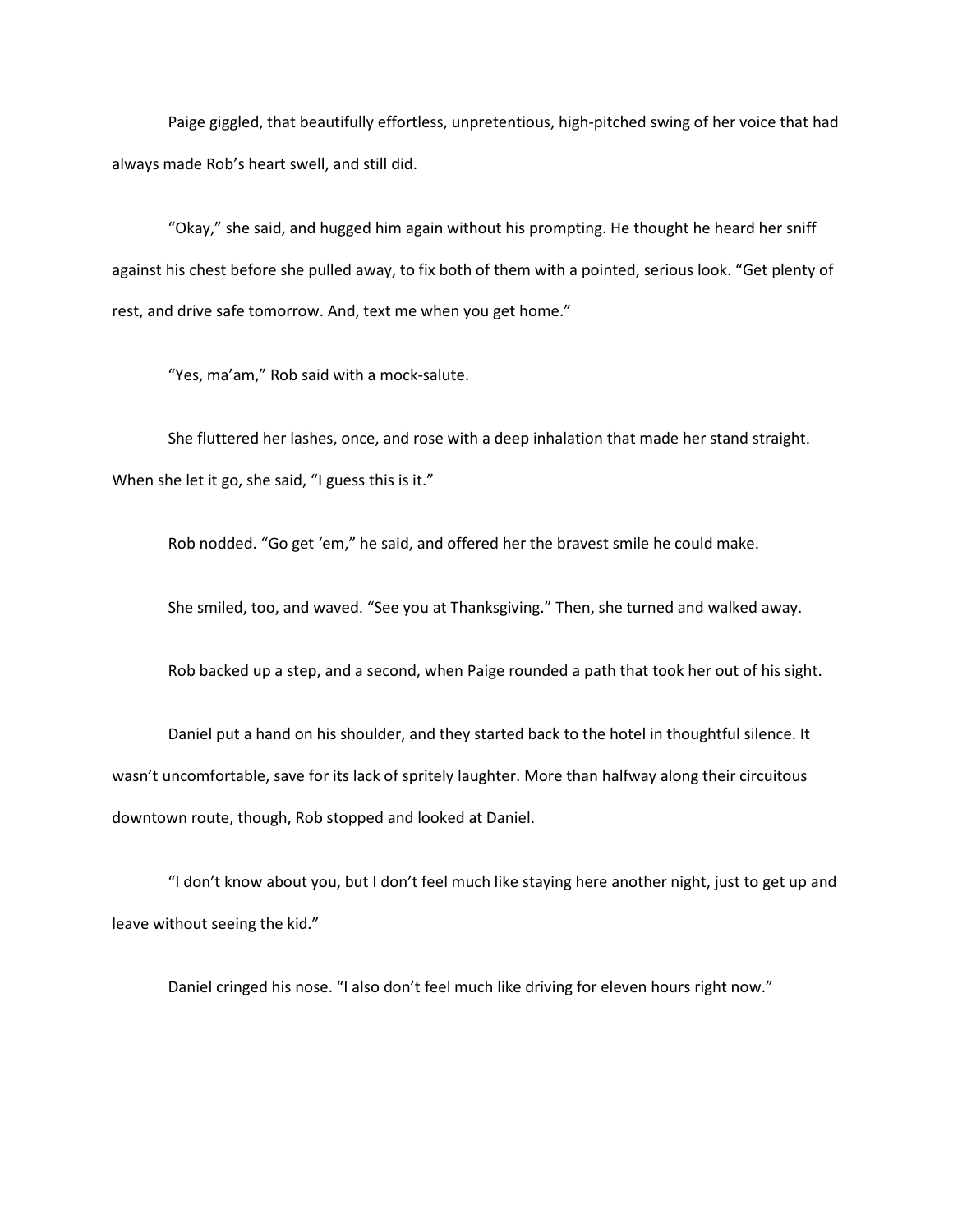Paige giggled, that beautifully effortless, unpretentious, high-pitched swing of her voice that had always made Rob's heart swell, and still did.

"Okay," she said, and hugged him again without his prompting. He thought he heard her sniff against his chest before she pulled away, to fix both of them with a pointed, serious look. "Get plenty of rest, and drive safe tomorrow. And, text me when you get home."

"Yes, ma'am," Rob said with a mock-salute.

She fluttered her lashes, once, and rose with a deep inhalation that made her stand straight. When she let it go, she said, "I guess this is it."

Rob nodded. "Go get 'em," he said, and offered her the bravest smile he could make.

She smiled, too, and waved. "See you at Thanksgiving." Then, she turned and walked away.

Rob backed up a step, and a second, when Paige rounded a path that took her out of his sight.

Daniel put a hand on his shoulder, and they started back to the hotel in thoughtful silence. It wasn't uncomfortable, save for its lack of spritely laughter. More than halfway along their circuitous downtown route, though, Rob stopped and looked at Daniel.

"I don't know about you, but I don't feel much like staying here another night, just to get up and leave without seeing the kid."

Daniel cringed his nose. "I also don't feel much like driving for eleven hours right now."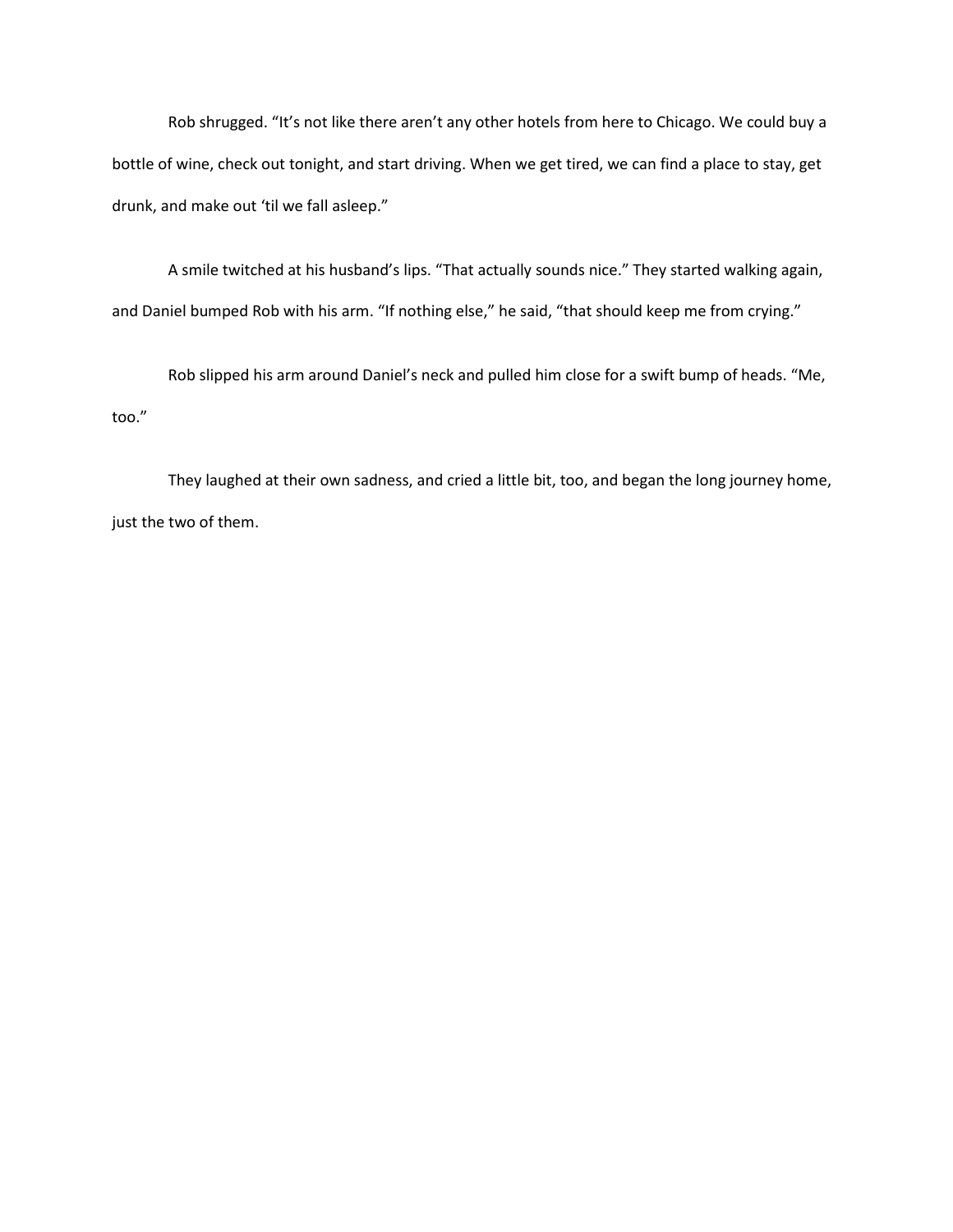Rob shrugged. “It’s not like there aren’t any other hotels from here to Chicago. We could buy a bottle of wine, check out tonight, and start driving. When we get tired, we can find a place to stay, get drunk, and make out ‘til we fall asleep.”

A smile twitched at his husband’s lips. “That actually sounds nice.” They started walking again, and Daniel bumped Rob with his arm. “If nothing else,” he said, “that should keep me from crying.”

Rob slipped his arm around Daniel’s neck and pulled him close for a swift bump of heads. “Me, too.”

They laughed at their own sadness, and cried a little bit, too, and began the long journey home, just the two of them.